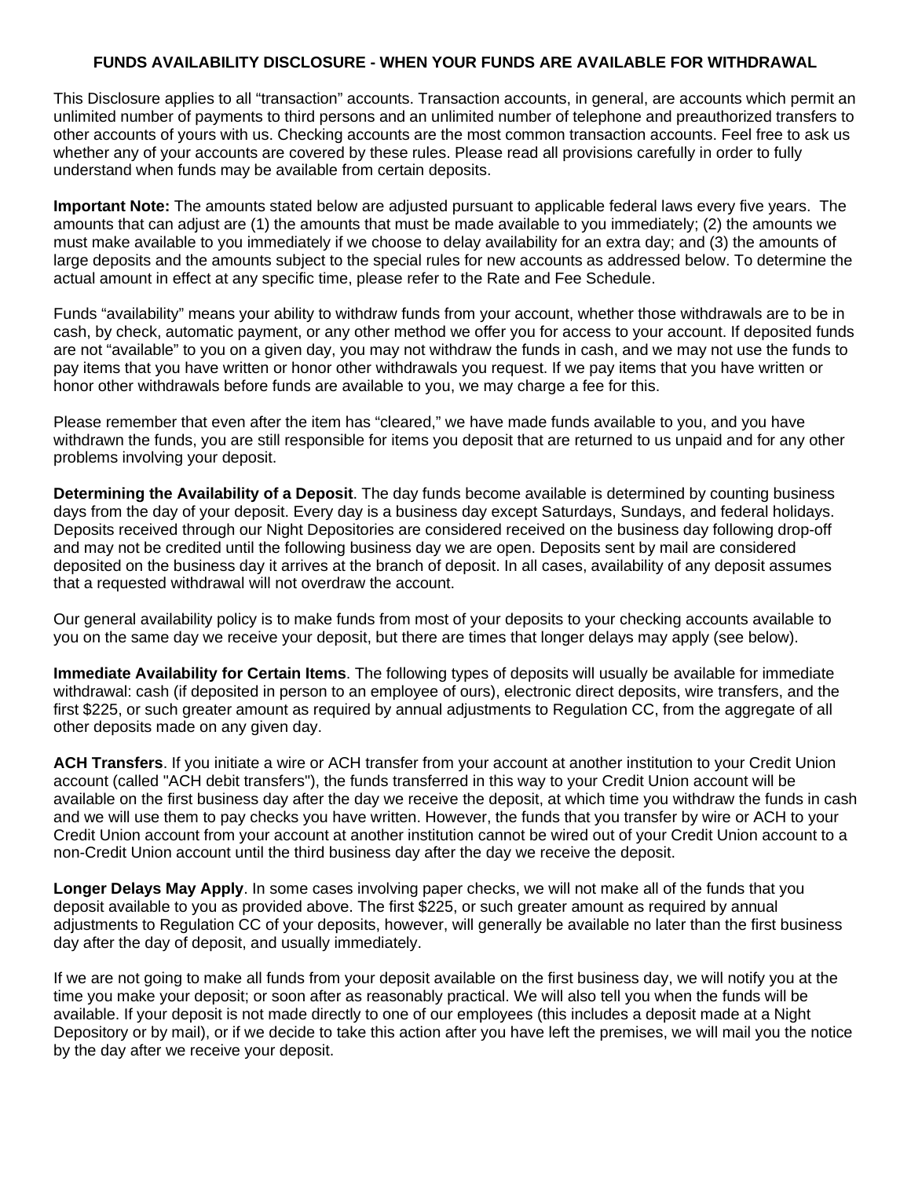# FUNDS AVAILABILITY DISCLOSURE - WHEN YOUR FUNDS ARE AVAILABLE FOR WITHDRAWAL

This Disclosure applies to all "transaction" accounts. Transaction accounts, in general, are accounts which permit an unlimited number of payments to third persons and an unlimited number of telephone and preauthorized transfers to other accounts of yours with us. Checking accounts are the most common transaction accounts. Feel free to ask us whether any of your accounts are covered by these rules. Please read all provisions carefully in order to fully understand when funds may be available from certain deposits.

**Important Note:** The amounts stated below are adjusted pursuant to applicable federal laws every five years. The amounts that can adjust are (1) the amounts that must be made available to you immediately; (2) the amounts we must make available to you immediately if we choose to delay availability for an extra day; and (3) the amounts of large deposits and the amounts subject to the special rules for new accounts as addressed below. To determine the actual amount in effect at any specific time, please refer to the Rate and Fee Schedule.

Funds "availability" means your ability to withdraw funds from your account, whether those withdrawals are to be in cash, by check, automatic payment, or any other method we offer you for access to your account. If deposited funds are not "available" to you on a given day, you may not withdraw the funds in cash, and we may not use the funds to pay items that you have written or honor other withdrawals you request. If we pay items that you have written or honor other withdrawals before funds are available to you, we may charge a fee for this.

Please remember that even after the item has "cleared," we have made funds available to you, and you have withdrawn the funds, you are still responsible for items you deposit that are returned to us unpaid and for any other problems involving your deposit.

**Determining the Availability of a Deposit**. The day funds become available is determined by counting business days from the day of your deposit. Every day is a business day except Saturdays, Sundays, and federal holidays. Deposits received through our Night Depositories are considered received on the business day following drop-off and may not be credited until the following business day we are open. Deposits sent by mail are considered deposited on the business day it arrives at the branch of deposit. In all cases, availability of any deposit assumes that a requested withdrawal will not overdraw the account.

Our general availability policy is to make funds from most of your deposits to your checking accounts available to you on the same day we receive your deposit, but there are times that longer delays may apply (see below).

**Immediate Availability for Certain Items**. The following types of deposits will usually be available for immediate withdrawal: cash (if deposited in person to an employee of ours), electronic direct deposits, wire transfers, and the first $225, or such greater amount as required by annual adjustments to Regulation CC, from the aggregate of all other deposits made on any given day.

**ACH Transfers**. If you initiate a wire or ACH transfer from your account at another institution to your Credit Union account (called "ACH debit transfers"), the funds transferred in this way to your Credit Union account will be available on the first business day after the day we receive the deposit, at which time you withdraw the funds in cash and we will use them to pay checks you have written. However, the funds that you transfer by wire or ACH to your Credit Union account from your account at another institution cannot be wired out of your Credit Union account to a non-Credit Union account until the third business day after the day we receive the deposit.

**Longer Delays May Apply**. In some cases involving paper checks, we will not make all of the funds that you deposit available to you as provided above. The first $225, or such greater amount as required by annual adjustments to Regulation CC of your deposits, however, will generally be available no later than the first business day after the day of deposit, and usually immediately.

If we are not going to make all funds from your deposit available on the first business day, we will notify you at the time you make your deposit; or soon after as reasonably practical. We will also tell you when the funds will be available. If your deposit is not made directly to one of our employees (this includes a deposit made at a Night Depository or by mail), or if we decide to take this action after you have left the premises, we will mail you the notice by the day after we receive your deposit.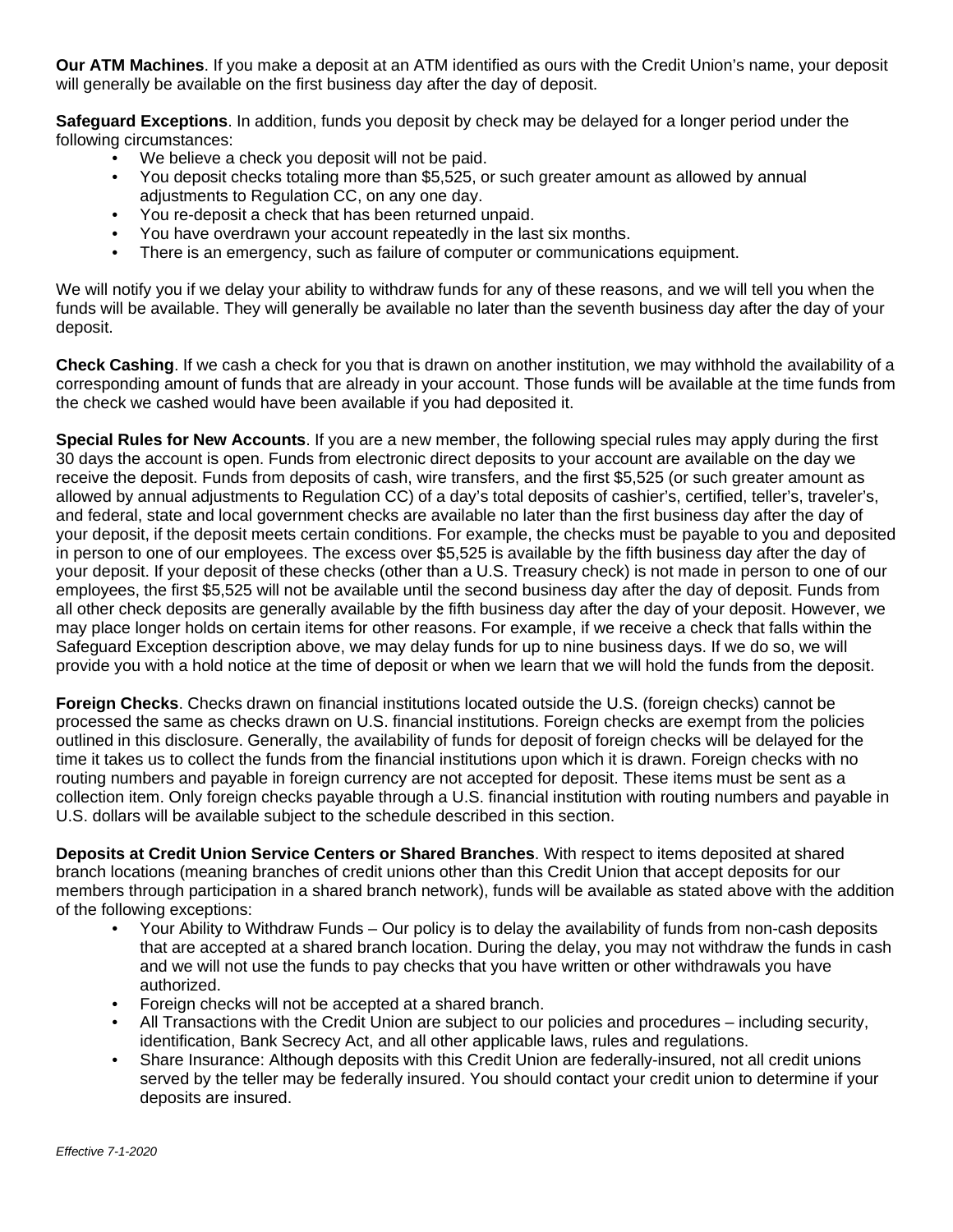**Our ATM Machines**. If you make a deposit at an ATM identified as ours with the Credit Union's name, your deposit will generally be available on the first business day after the day of deposit.

**Safeguard Exceptions**. In addition, funds you deposit by check may be delayed for a longer period under the following circumstances:

- We believe a check you deposit will not be paid.
- You deposit checks totaling more than $5,525, or such greater amount as allowed by annual adjustments to Regulation CC, on any one day.
- You re-deposit a check that has been returned unpaid.
- You have overdrawn your account repeatedly in the last six months.
- There is an emergency, such as failure of computer or communications equipment.

We will notify you if we delay your ability to withdraw funds for any of these reasons, and we will tell you when the funds will be available. They will generally be available no later than the seventh business day after the day of your deposit.

**Check Cashing**. If we cash a check for you that is drawn on another institution, we may withhold the availability of a corresponding amount of funds that are already in your account. Those funds will be available at the time funds from the check we cashed would have been available if you had deposited it.

**Special Rules for New Accounts**. If you are a new member, the following special rules may apply during the first 30 days the account is open. Funds from electronic direct deposits to your account are available on the day we receive the deposit. Funds from deposits of cash, wire transfers, and the first $5,525 (or such greater amount as allowed by annual adjustments to Regulation CC) of a day's total deposits of cashier's, certified, teller's, traveler's, and federal, state and local government checks are available no later than the first business day after the day of your deposit, if the deposit meets certain conditions. For example, the checks must be payable to you and deposited in person to one of our employees. The excess over $5,525 is available by the fifth business day after the day of your deposit. If your deposit of these checks (other than a U.S. Treasury check) is not made in person to one of our employees, the first $5,525 will not be available until the second business day after the day of deposit. Funds from all other check deposits are generally available by the fifth business day after the day of your deposit. However, we may place longer holds on certain items for other reasons. For example, if we receive a check that falls within the Safeguard Exception description above, we may delay funds for up to nine business days. If we do so, we will provide you with a hold notice at the time of deposit or when we learn that we will hold the funds from the deposit.

**Foreign Checks**. Checks drawn on financial institutions located outside the U.S. (foreign checks) cannot be processed the same as checks drawn on U.S. financial institutions. Foreign checks are exempt from the policies outlined in this disclosure. Generally, the availability of funds for deposit of foreign checks will be delayed for the time it takes us to collect the funds from the financial institutions upon which it is drawn. Foreign checks with no routing numbers and payable in foreign currency are not accepted for deposit. These items must be sent as a collection item. Only foreign checks payable through a U.S. financial institution with routing numbers and payable in U.S. dollars will be available subject to the schedule described in this section.

**Deposits at Credit Union Service Centers or Shared Branches**. With respect to items deposited at shared branch locations (meaning branches of credit unions other than this Credit Union that accept deposits for our members through participation in a shared branch network), funds will be available as stated above with the addition of the following exceptions:

- Your Ability to Withdraw Funds – Our policy is to delay the availability of funds from non-cash deposits that are accepted at a shared branch location. During the delay, you may not withdraw the funds in cash and we will not use the funds to pay checks that you have written or other withdrawals you have authorized.
- Foreign checks will not be accepted at a shared branch.
- All Transactions with the Credit Union are subject to our policies and procedures – including security, identification, Bank Secrecy Act, and all other applicable laws, rules and regulations.
- Share Insurance: Although deposits with this Credit Union are federally-insured, not all credit unions served by the teller may be federally insured. You should contact your credit union to determine if your deposits are insured.

*Effective 7-1-2020*